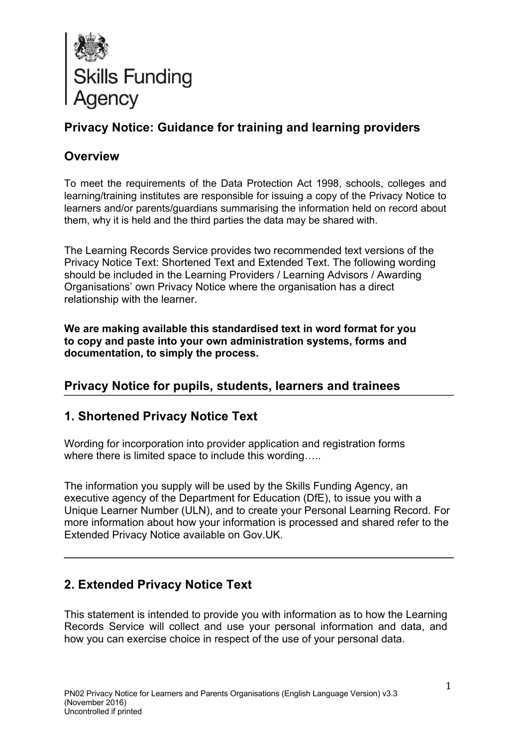Skills Funding Agency

## Privacy Notice: Guidance for training and learning providers

## Overview

To meet the requirements of the Data Protection Act 1998, schools, colleges and learning/training institutes are responsible for issuing a copy of the Privacy Notice to learners and/or parents/guardians summarising the information held on record about them, why it is held and the third parties the data may be shared with.

The Learning Records Service provides two recommended text versions of the Privacy Notice Text: Shortened Text and Extended Text. The following wording should be included in the Learning Providers / Learning Advisors / Awarding Organisations' own Privacy Notice where the organisation has a direct relationship with the learner.

**We are making available this standardised text in word format for you to copy and paste into your own administration systems, forms and documentation, to simply the process.**

## Privacy Notice for pupils, students, learners and trainees

---

## 1. Shortened Privacy Notice Text

Wording for incorporation into provider application and registration forms where there is limited space to include this wording…..

The information you supply will be used by the Skills Funding Agency, an executive agency of the Department for Education (DfE), to issue you with a Unique Learner Number (ULN), and to create your Personal Learning Record. For more information about how your information is processed and shared refer to the Extended Privacy Notice available on Gov.UK.

---

## 2. Extended Privacy Notice Text

This statement is intended to provide you with information as to how the Learning Records Service will collect and use your personal information and data, and how you can exercise choice in respect of the use of your personal data.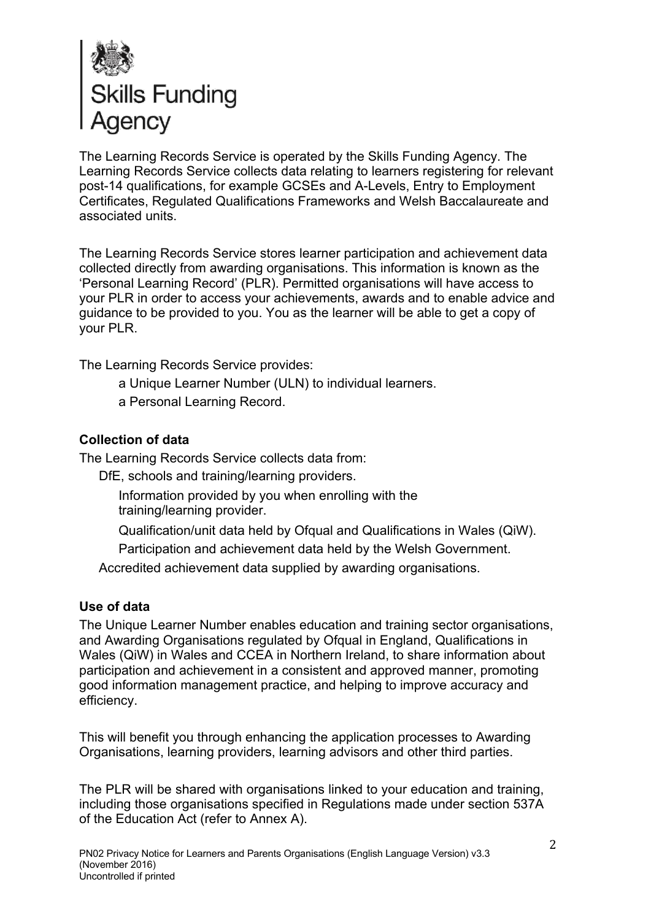Skills Funding Agency

The Learning Records Service is operated by the Skills Funding Agency. The Learning Records Service collects data relating to learners registering for relevant post-14 qualifications, for example GCSEs and A-Levels, Entry to Employment Certificates, Regulated Qualifications Frameworks and Welsh Baccalaureate and associated units.

The Learning Records Service stores learner participation and achievement data collected directly from awarding organisations. This information is known as the 'Personal Learning Record' (PLR). Permitted organisations will have access to your PLR in order to access your achievements, awards and to enable advice and guidance to be provided to you. You as the learner will be able to get a copy of your PLR.

The Learning Records Service provides:

- a Unique Learner Number (ULN) to individual learners.
- a Personal Learning Record.

**Collection of data**

The Learning Records Service collects data from:

- DfE, schools and training/learning providers.
  - Information provided by you when enrolling with the training/learning provider.
  - Qualification/unit data held by Ofqual and Qualifications in Wales (QiW).
  - Participation and achievement data held by the Welsh Government.
- Accredited achievement data supplied by awarding organisations.

**Use of data**

The Unique Learner Number enables education and training sector organisations, and Awarding Organisations regulated by Ofqual in England, Qualifications in Wales (QiW) in Wales and CCEA in Northern Ireland, to share information about participation and achievement in a consistent and approved manner, promoting good information management practice, and helping to improve accuracy and efficiency.

This will benefit you through enhancing the application processes to Awarding Organisations, learning providers, learning advisors and other third parties.

The PLR will be shared with organisations linked to your education and training, including those organisations specified in Regulations made under section 537A of the Education Act (refer to Annex A).

PN02 Privacy Notice for Learners and Parents Organisations (English Language Version) v3.3 (November 2016)
Uncontrolled if printed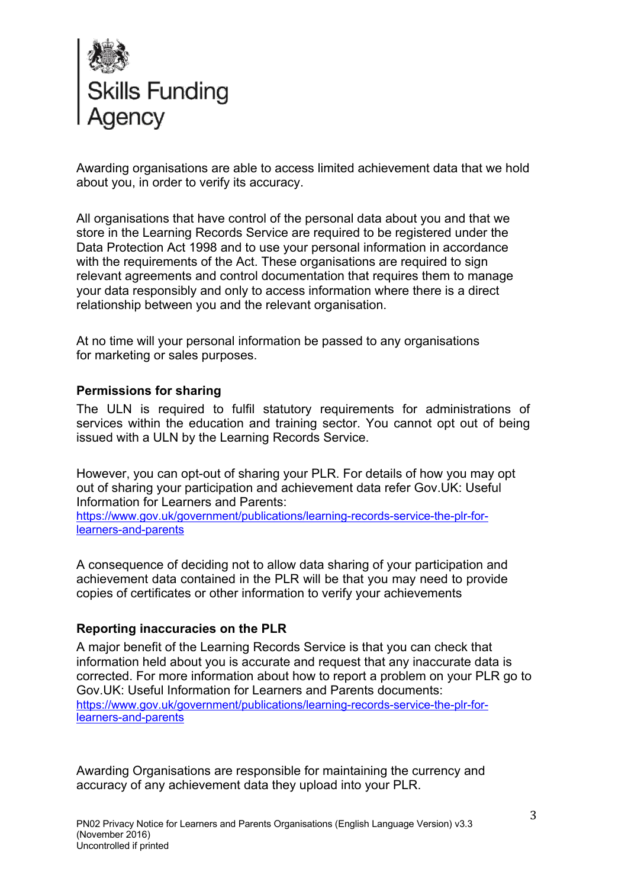Awarding organisations are able to access limited achievement data that we hold about you, in order to verify its accuracy.

All organisations that have control of the personal data about you and that we store in the Learning Records Service are required to be registered under the Data Protection Act 1998 and to use your personal information in accordance with the requirements of the Act. These organisations are required to sign relevant agreements and control documentation that requires them to manage your data responsibly and only to access information where there is a direct relationship between you and the relevant organisation.

At no time will your personal information be passed to any organisations for marketing or sales purposes.

**Permissions for sharing**

The ULN is required to fulfil statutory requirements for administrations of services within the education and training sector. You cannot opt out of being issued with a ULN by the Learning Records Service.

However, you can opt-out of sharing your PLR. For details of how you may opt out of sharing your participation and achievement data refer Gov.UK: Useful Information for Learners and Parents: [https://www.gov.uk/government/publications/learning-records-service-the-plr-for-learners-and-parents](https://www.gov.uk/government/publications/learning-records-service-the-plr-for-learners-and-parents)

A consequence of deciding not to allow data sharing of your participation and achievement data contained in the PLR will be that you may need to provide copies of certificates or other information to verify your achievements

**Reporting inaccuracies on the PLR**

A major benefit of the Learning Records Service is that you can check that information held about you is accurate and request that any inaccurate data is corrected. For more information about how to report a problem on your PLR go to Gov.UK: Useful Information for Learners and Parents documents: [https://www.gov.uk/government/publications/learning-records-service-the-plr-for-learners-and-parents](https://www.gov.uk/government/publications/learning-records-service-the-plr-for-learners-and-parents)

Awarding Organisations are responsible for maintaining the currency and accuracy of any achievement data they upload into your PLR.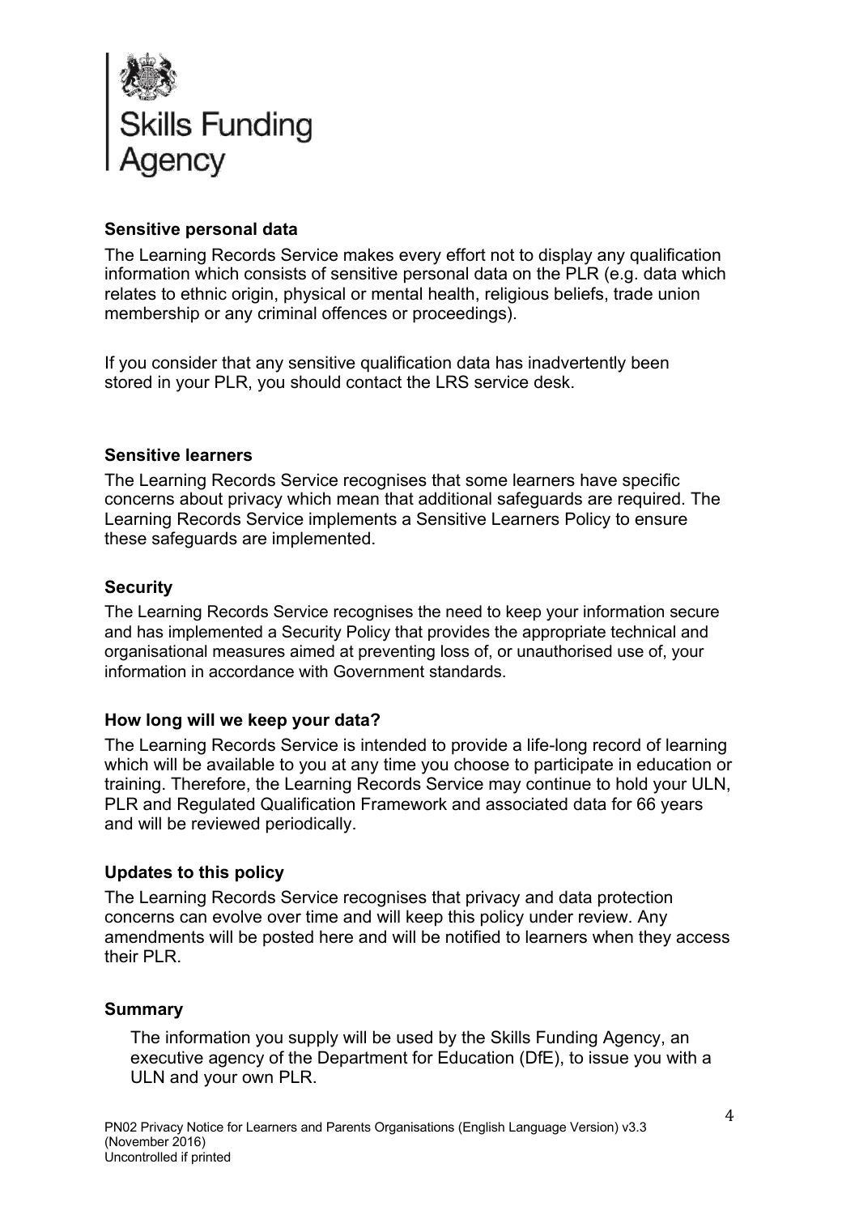### Sensitive personal data

The Learning Records Service makes every effort not to display any qualification information which consists of sensitive personal data on the PLR (e.g. data which relates to ethnic origin, physical or mental health, religious beliefs, trade union membership or any criminal offences or proceedings).

If you consider that any sensitive qualification data has inadvertently been stored in your PLR, you should contact the LRS service desk.

### Sensitive learners

The Learning Records Service recognises that some learners have specific concerns about privacy which mean that additional safeguards are required. The Learning Records Service implements a Sensitive Learners Policy to ensure these safeguards are implemented.

### Security

The Learning Records Service recognises the need to keep your information secure and has implemented a Security Policy that provides the appropriate technical and organisational measures aimed at preventing loss of, or unauthorised use of, your information in accordance with Government standards.

### How long will we keep your data?

The Learning Records Service is intended to provide a life-long record of learning which will be available to you at any time you choose to participate in education or training. Therefore, the Learning Records Service may continue to hold your ULN, PLR and Regulated Qualification Framework and associated data for 66 years and will be reviewed periodically.

### Updates to this policy

The Learning Records Service recognises that privacy and data protection concerns can evolve over time and will keep this policy under review. Any amendments will be posted here and will be notified to learners when they access their PLR.

### Summary

The information you supply will be used by the Skills Funding Agency, an executive agency of the Department for Education (DfE), to issue you with a ULN and your own PLR.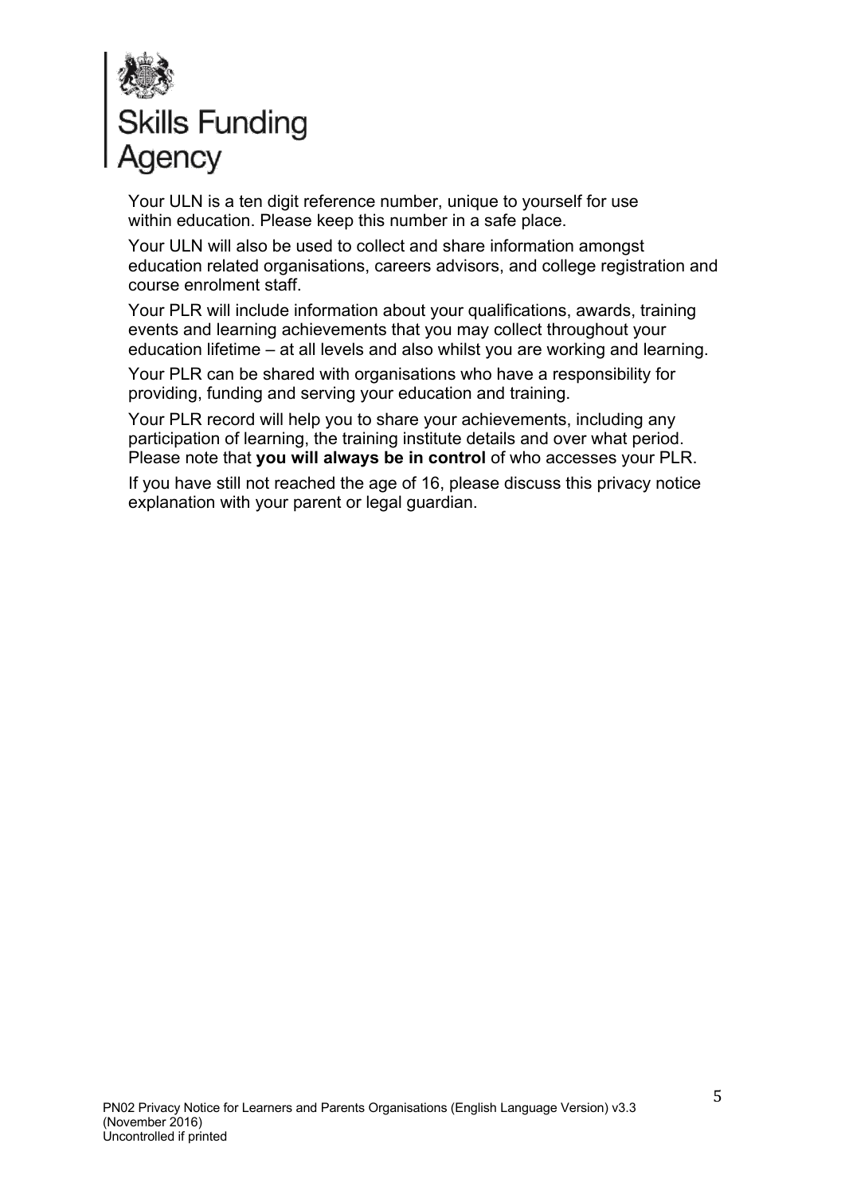Skills Funding Agency

Your ULN is a ten digit reference number, unique to yourself for use within education. Please keep this number in a safe place.

Your ULN will also be used to collect and share information amongst education related organisations, careers advisors, and college registration and course enrolment staff.

Your PLR will include information about your qualifications, awards, training events and learning achievements that you may collect throughout your education lifetime – at all levels and also whilst you are working and learning.

Your PLR can be shared with organisations who have a responsibility for providing, funding and serving your education and training.

Your PLR record will help you to share your achievements, including any participation of learning, the training institute details and over what period. Please note that **you will always be in control** of who accesses your PLR.

If you have still not reached the age of 16, please discuss this privacy notice explanation with your parent or legal guardian.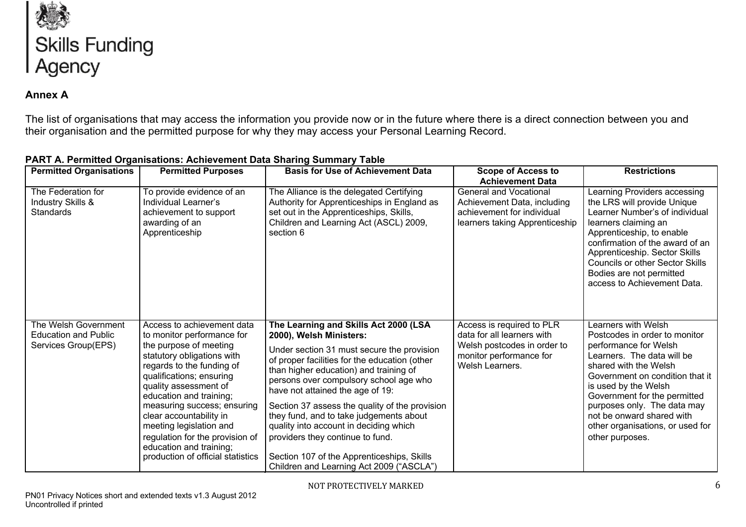Skills Funding Agency

**Annex A**

The list of organisations that may access the information you provide now or in the future where there is a direct connection between you and their organisation and the permitted purpose for why they may access your Personal Learning Record.

**PART A. Permitted Organisations: Achievement Data Sharing Summary Table**

| Permitted Organisations | Permitted Purposes | Basis for Use of Achievement Data | Scope of Access to Achievement Data | Restrictions |
|---|---|---|---|---|
| The Federation for Industry Skills & Standards | To provide evidence of an Individual Learner's achievement to support awarding of an Apprenticeship | The Alliance is the delegated Certifying Authority for Apprenticeships in England as set out in the Apprenticeships, Skills, Children and Learning Act (ASCL) 2009, section 6 | General and Vocational Achievement Data, including achievement for individual learners taking Apprenticeship | Learning Providers accessing the LRS will provide Unique Learner Number's of individual learners claiming an Apprenticeship, to enable confirmation of the award of an Apprenticeship. Sector Skills Councils or other Sector Skills Bodies are not permitted access to Achievement Data. |
| The Welsh Government Education and Public Services Group(EPS) | Access to achievement data to monitor performance for the purpose of meeting statutory obligations with regards to the funding of qualifications; ensuring quality assessment of education and training; measuring success; ensuring clear accountability in meeting legislation and regulation for the provision of education and training; production of official statistics | **The Learning and Skills Act 2000 (LSA 2000), Welsh Ministers:** <br> Under section 31 must secure the provision of proper facilities for the education (other than higher education) and training of persons over compulsory school age who have not attained the age of 19: <br> Section 37 assess the quality of the provision they fund, and to take judgements about quality into account in deciding which providers they continue to fund. <br> Section 107 of the Apprenticeships, Skills Children and Learning Act 2009 ("ASCLA") | Access is required to PLR data for all learners with Welsh postcodes in order to monitor performance for Welsh Learners. | Learners with Welsh Postcodes in order to monitor performance for Welsh Learners. The data will be shared with the Welsh Government on condition that it is used by the Welsh Government for the permitted purposes only. The data may not be onward shared with other organisations, or used for other purposes. |

NOT PROTECTIVELY MARKED

PN01 Privacy Notices short and extended texts v1.3 August 2012
Uncontrolled if printed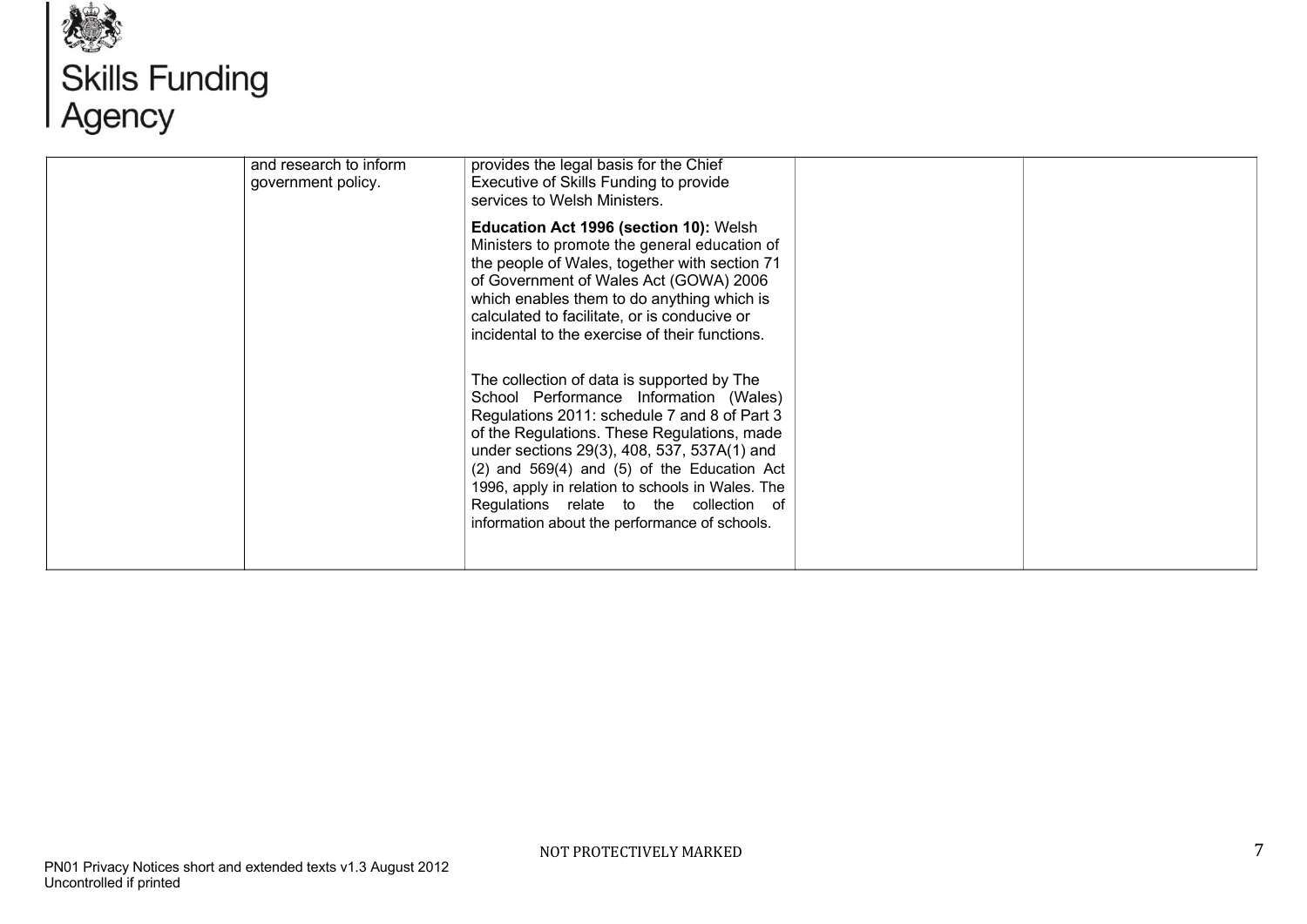| | | | | |
|---|---|---|---|---|
| | and research to inform government policy. | provides the legal basis for the Chief Executive of Skills Funding to provide services to Welsh Ministers.<br><br>**Education Act 1996 (section 10):** Welsh Ministers to promote the general education of the people of Wales, together with section 71 of Government of Wales Act (GOWA) 2006 which enables them to do anything which is calculated to facilitate, or is conducive or incidental to the exercise of their functions.<br><br>The collection of data is supported by The School Performance Information (Wales) Regulations 2011: schedule 7 and 8 of Part 3 of the Regulations. These Regulations, made under sections 29(3), 408, 537, 537A(1) and (2) and 569(4) and (5) of the Education Act 1996, apply in relation to schools in Wales. The Regulations relate to the collection of information about the performance of schools. | | |

NOT PROTECTIVELY MARKED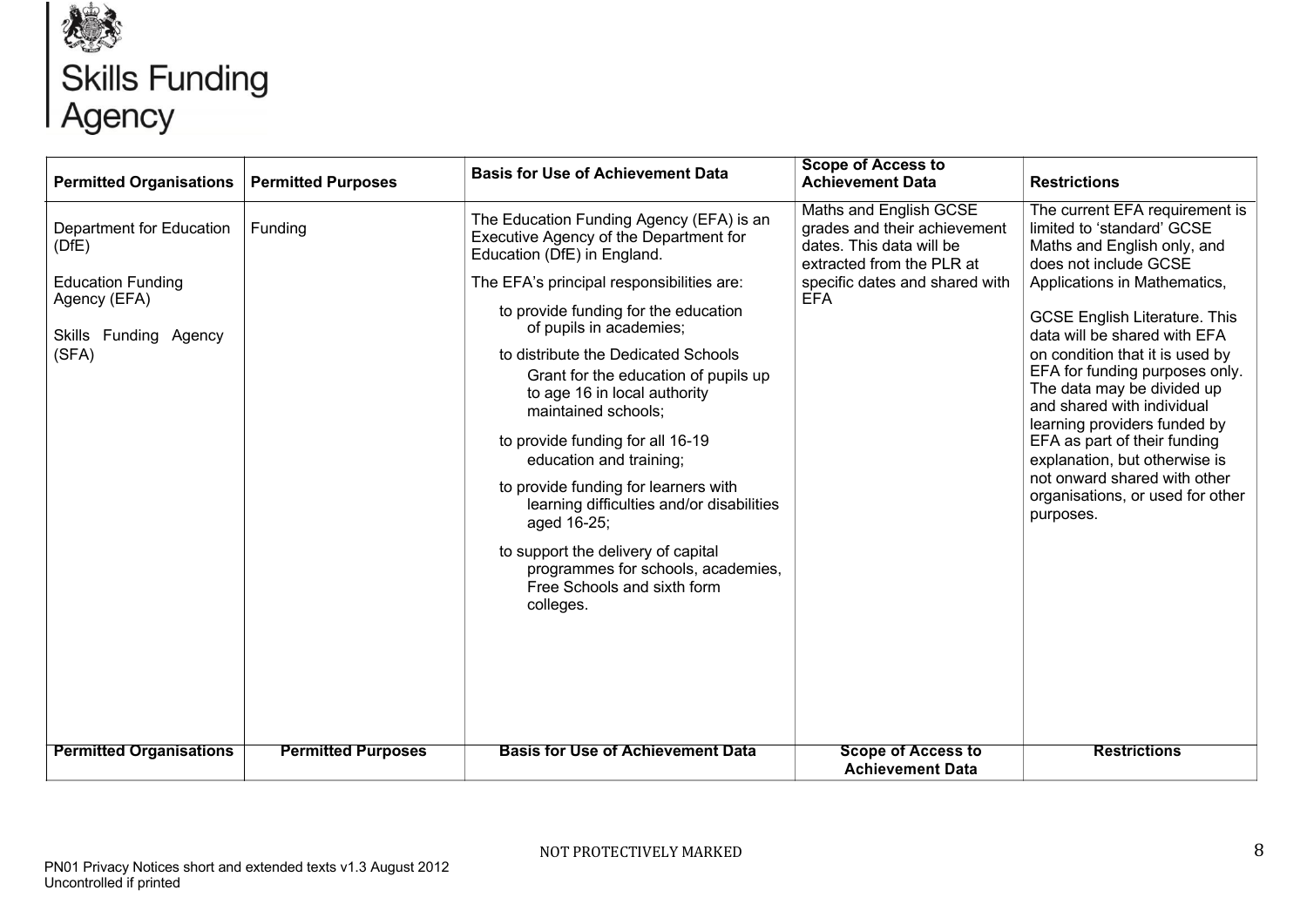| Permitted Organisations | Permitted Purposes | Basis for Use of Achievement Data | Scope of Access to Achievement Data | Restrictions |
|---|---|---|---|---|
| Department for Education (DfE)<br><br>Education Funding Agency (EFA)<br><br>Skills Funding Agency (SFA) | Funding | The Education Funding Agency (EFA) is an Executive Agency of the Department for Education (DfE) in England.<br><br>The EFA's principal responsibilities are:<br><br>to provide funding for the education of pupils in academies;<br><br>to distribute the Dedicated Schools Grant for the education of pupils up to age 16 in local authority maintained schools;<br><br>to provide funding for all 16-19 education and training;<br><br>to provide funding for learners with learning difficulties and/or disabilities aged 16-25;<br><br>to support the delivery of capital programmes for schools, academies, Free Schools and sixth form colleges. | Maths and English GCSE grades and their achievement dates. This data will be extracted from the PLR at specific dates and shared with EFA | The current EFA requirement is limited to 'standard' GCSE Maths and English only, and does not include GCSE Applications in Mathematics,<br><br>GCSE English Literature. This data will be shared with EFA on condition that it is used by EFA for funding purposes only. The data may be divided up and shared with individual learning providers funded by EFA as part of their funding explanation, but otherwise is not onward shared with other organisations, or used for other purposes. |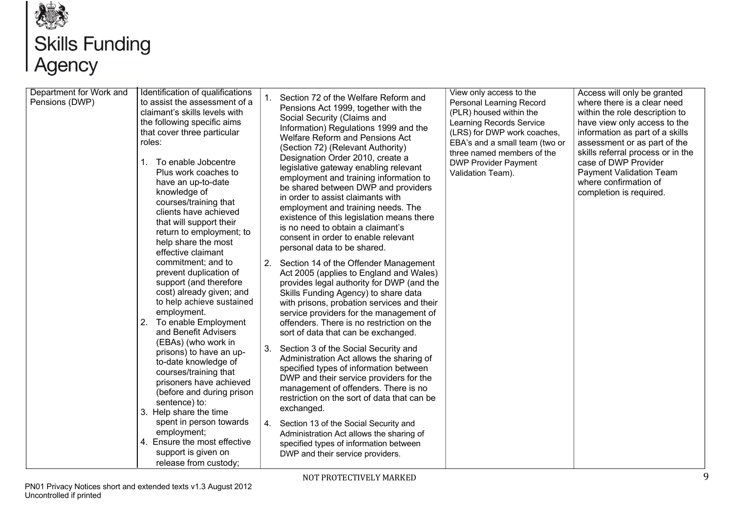| Department for Work and Pensions (DWP) | Identification of qualifications to assist the assessment of a claimant's skills levels with the following specific aims that cover three particular roles:<br><br>1. To enable Jobcentre Plus work coaches to have an up-to-date knowledge of courses/training that clients have achieved that will support their return to employment; to help share the most effective claimant commitment; and to prevent duplication of support (and therefore cost) already given; and to help achieve sustained employment.<br>2. To enable Employment and Benefit Advisers (EBAs) (who work in prisons) to have an up-to-date knowledge of courses/training that prisoners have achieved (before and during prison sentence) to:<br>3. Help share the time spent in person towards employment;<br>4. Ensure the most effective support is given on release from custody; | 1. Section 72 of the Welfare Reform and Pensions Act 1999, together with the Social Security (Claims and Information) Regulations 1999 and the Welfare Reform and Pensions Act (Section 72) (Relevant Authority) Designation Order 2010, create a legislative gateway enabling relevant employment and training information to be shared between DWP and providers in order to assist claimants with employment and training needs. The existence of this legislation means there is no need to obtain a claimant's consent in order to enable relevant personal data to be shared.<br><br>2. Section 14 of the Offender Management Act 2005 (applies to England and Wales) provides legal authority for DWP (and the Skills Funding Agency) to share data with prisons, probation services and their service providers for the management of offenders. There is no restriction on the sort of data that can be exchanged.<br><br>3. Section 3 of the Social Security and Administration Act allows the sharing of specified types of information between DWP and their service providers for the management of offenders. There is no restriction on the sort of data that can be exchanged.<br><br>4. Section 13 of the Social Security and Administration Act allows the sharing of specified types of information between DWP and their service providers. | View only access to the Personal Learning Record (PLR) housed within the Learning Records Service (LRS) for DWP work coaches, EBA's and a small team (two or three named members of the DWP Provider Payment Validation Team). | Access will only be granted where there is a clear need within the role description to have view only access to the information as part of a skills assessment or as part of the skills referral process or in the case of DWP Provider Payment Validation Team where confirmation of completion is required. |
|---|---|---|---|---|

NOT PROTECTIVELY MARKED

PN01 Privacy Notices short and extended texts v1.3 August 2012
Uncontrolled if printed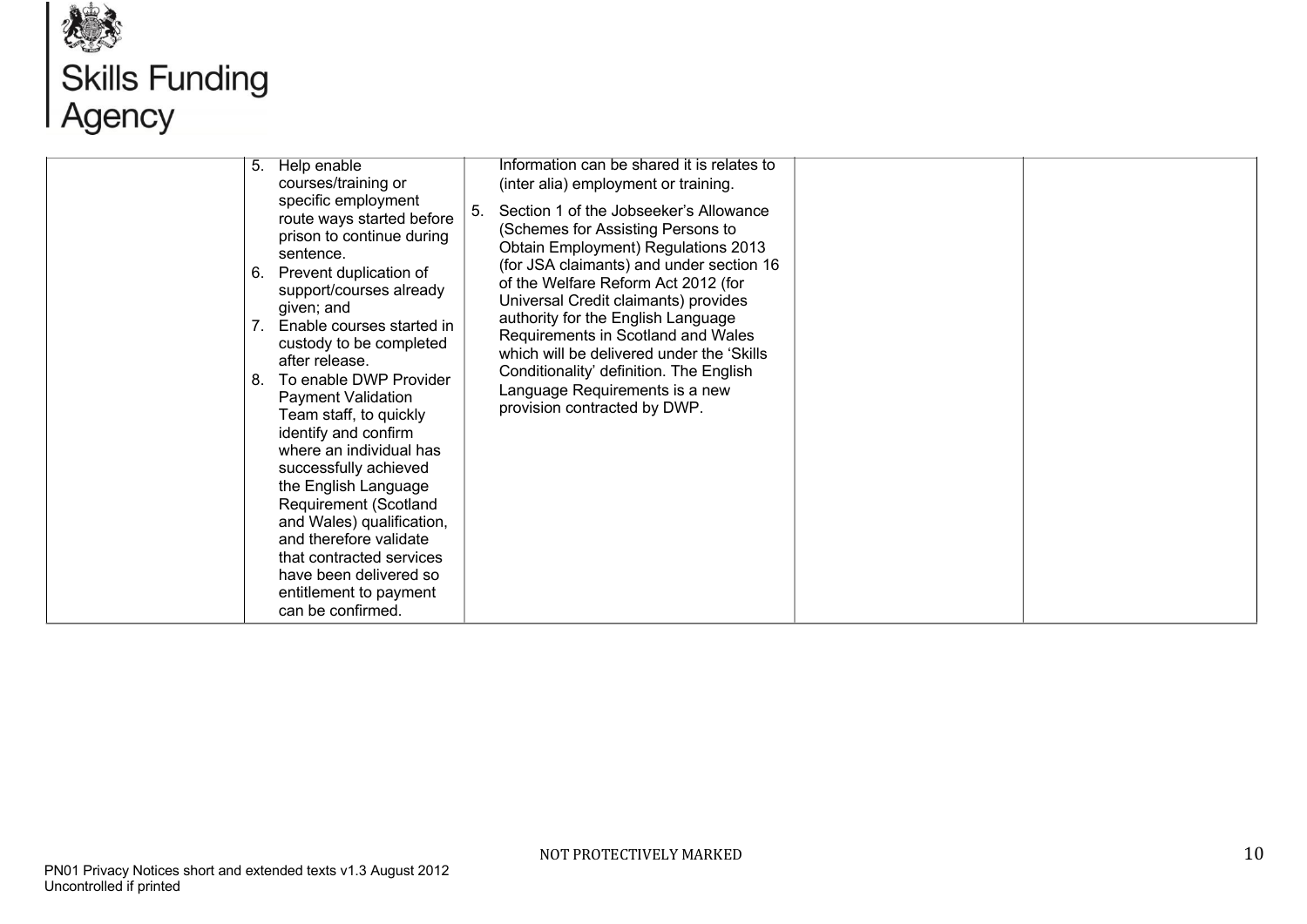| | | | | |
|---|---|---|---|---|
| | 5. Help enable courses/training or specific employment route ways started before prison to continue during sentence.<br>6. Prevent duplication of support/courses already given; and<br>7. Enable courses started in custody to be completed after release.<br>8. To enable DWP Provider Payment Validation Team staff, to quickly identify and confirm where an individual has successfully achieved the English Language Requirement (Scotland and Wales) qualification, and therefore validate that contracted services have been delivered so entitlement to payment can be confirmed. | Information can be shared it is relates to (inter alia) employment or training.<br>5. Section 1 of the Jobseeker's Allowance (Schemes for Assisting Persons to Obtain Employment) Regulations 2013 (for JSA claimants) and under section 16 of the Welfare Reform Act 2012 (for Universal Credit claimants) provides authority for the English Language Requirements in Scotland and Wales which will be delivered under the 'Skills Conditionality' definition. The English Language Requirements is a new provision contracted by DWP. | | |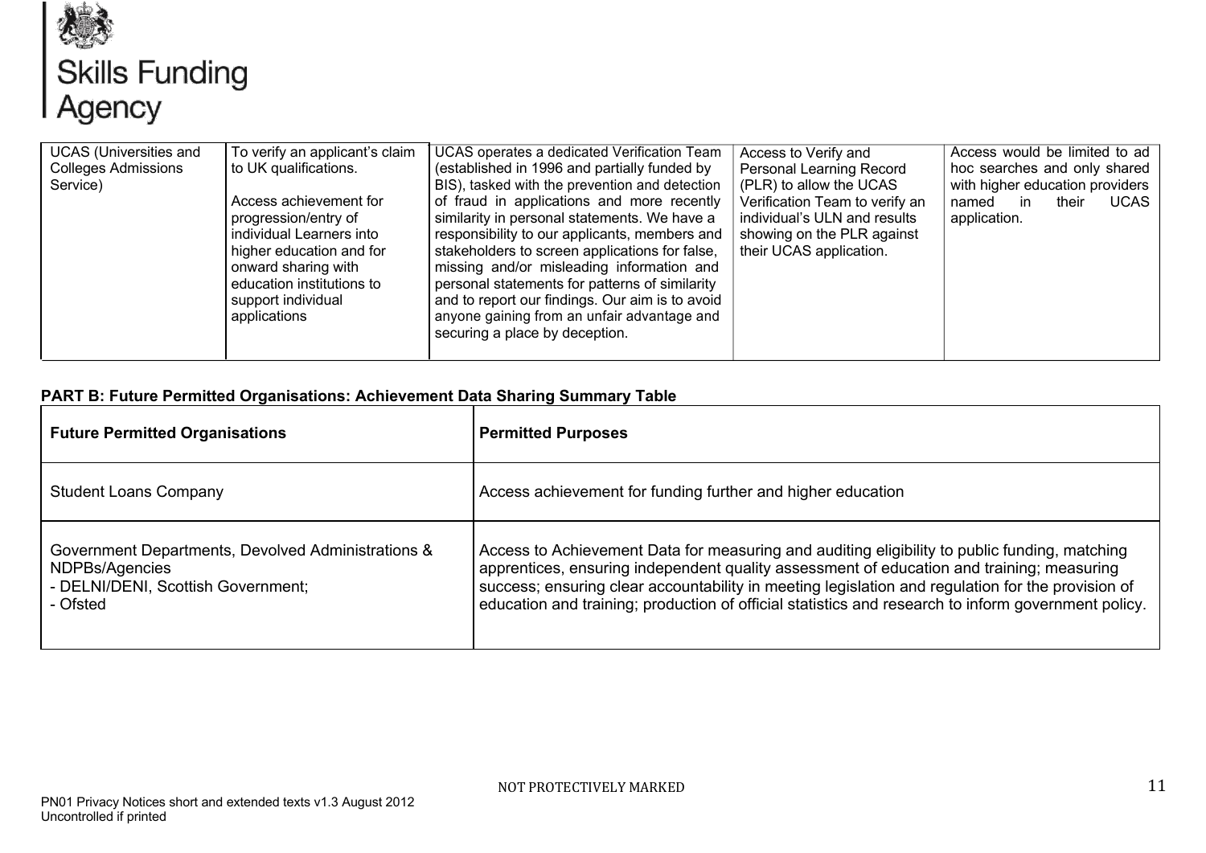| | | | | |
|---|---|---|---|---|
| UCAS (Universities and Colleges Admissions Service) | To verify an applicant's claim to UK qualifications.<br><br>Access achievement for progression/entry of individual Learners into higher education and for onward sharing with education institutions to support individual applications | UCAS operates a dedicated Verification Team (established in 1996 and partially funded by BIS), tasked with the prevention and detection of fraud in applications and more recently similarity in personal statements. We have a responsibility to our applicants, members and stakeholders to screen applications for false, missing and/or misleading information and personal statements for patterns of similarity and to report our findings. Our aim is to avoid anyone gaining from an unfair advantage and securing a place by deception. | Access to Verify and Personal Learning Record (PLR) to allow the UCAS Verification Team to verify an individual's ULN and results showing on the PLR against their UCAS application. | Access would be limited to ad hoc searches and only shared with higher education providers named in their UCAS application. |

**PART B: Future Permitted Organisations: Achievement Data Sharing Summary Table**

| Future Permitted Organisations | Permitted Purposes |
|---|---|
| Student Loans Company | Access achievement for funding further and higher education |
| Government Departments, Devolved Administrations & NDPBs/Agencies<br>- DELNI/DENI, Scottish Government;<br>- Ofsted | Access to Achievement Data for measuring and auditing eligibility to public funding, matching apprentices, ensuring independent quality assessment of education and training; measuring success; ensuring clear accountability in meeting legislation and regulation for the provision of education and training; production of official statistics and research to inform government policy. |